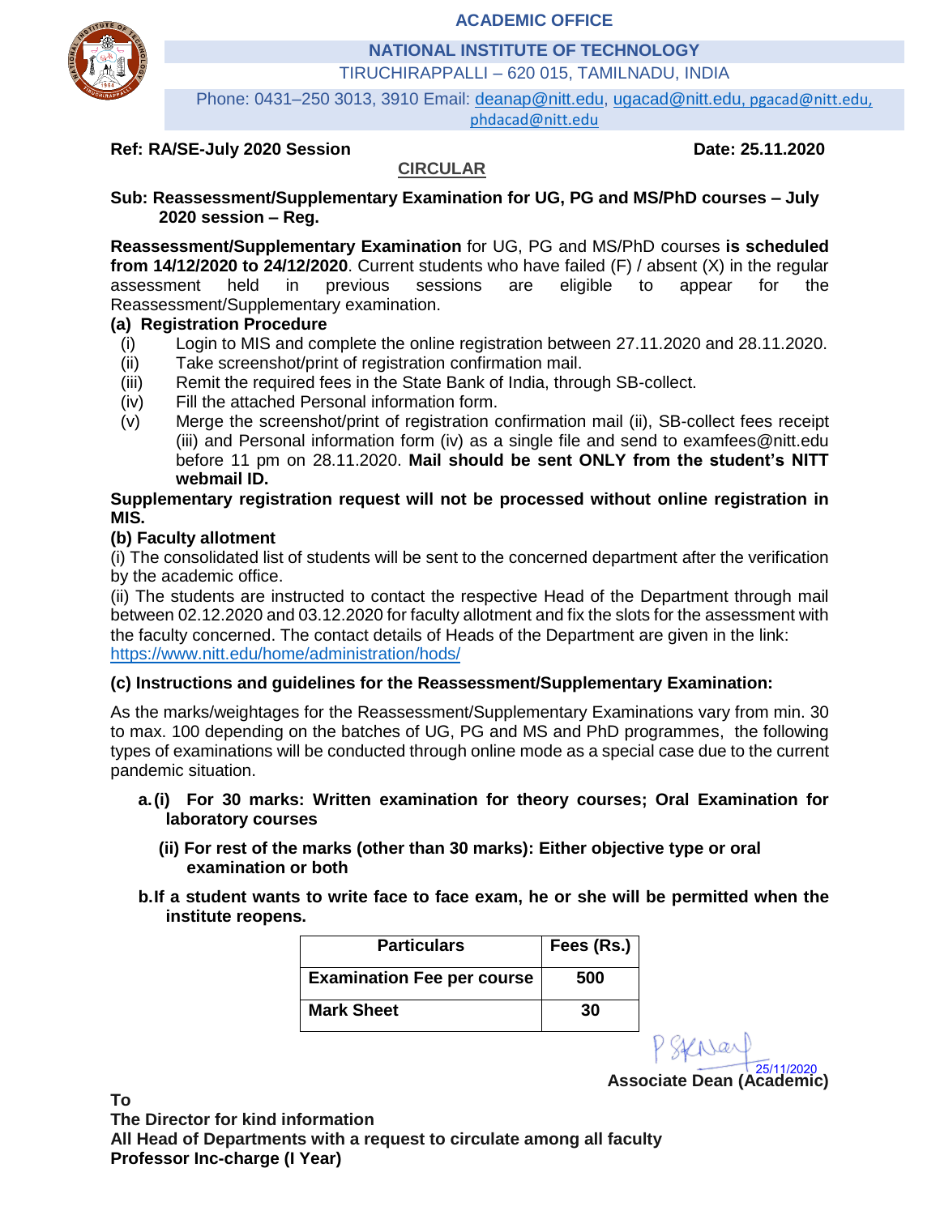**ACADEMIC OFFICE**

**NATIONAL INSTITUTE OF TECHNOLOGY**

TIRUCHIRAPPALLI – 620 015, TAMILNADU, INDIA

Phone: 0431–250 3013, 3910 Email: deanap@nitt.edu, ugacad@nitt.edu, pgacad@nitt.edu, phdacad@nitt.edu

**Ref: RA/SE-July 2020 Session** **Date: 25.11.2020**

## CIRCULAR

**Sub: Reassessment/Supplementary Examination for UG, PG and MS/PhD courses – July 2020 session – Reg.**

**Reassessment/Supplementary Examination** for UG, PG and MS/PhD courses **is scheduled from 14/12/2020 to 24/12/2020**. Current students who have failed (F) / absent (X) in the regular assessment held in previous sessions are eligible to appear for the Reassessment/Supplementary examination.

**(a) Registration Procedure**

- (i) Login to MIS and complete the online registration between 27.11.2020 and 28.11.2020.
- (ii) Take screenshot/print of registration confirmation mail.
- (iii) Remit the required fees in the State Bank of India, through SB-collect.
- (iv) Fill the attached Personal information form.
- (v) Merge the screenshot/print of registration confirmation mail (ii), SB-collect fees receipt (iii) and Personal information form (iv) as a single file and send to examfees@nitt.edu before 11 pm on 28.11.2020. **Mail should be sent ONLY from the student's NITT webmail ID.**

**Supplementary registration request will not be processed without online registration in MIS.**

**(b) Faculty allotment**

(i) The consolidated list of students will be sent to the concerned department after the verification by the academic office.

(ii) The students are instructed to contact the respective Head of the Department through mail between 02.12.2020 and 03.12.2020 for faculty allotment and fix the slots for the assessment with the faculty concerned. The contact details of Heads of the Department are given in the link: https://www.nitt.edu/home/administration/hods/

**(c) Instructions and guidelines for the Reassessment/Supplementary Examination:**

As the marks/weightages for the Reassessment/Supplementary Examinations vary from min. 30 to max. 100 depending on the batches of UG, PG and MS and PhD programmes, the following types of examinations will be conducted through online mode as a special case due to the current pandemic situation.

**a. (i) For 30 marks: Written examination for theory courses; Oral Examination for laboratory courses**

**(ii) For rest of the marks (other than 30 marks): Either objective type or oral examination or both**

**b. If a student wants to write face to face exam, he or she will be permitted when the institute reopens.**

| Particulars | Fees (Rs.) |
|---|---|
| **Examination Fee per course** | **500** |
| **Mark Sheet** | **30** |

25/11/2020

**Associate Dean (Academic)**

**To**

**The Director for kind information**

**All Head of Departments with a request to circulate among all faculty**

**Professor Inc-charge (I Year)**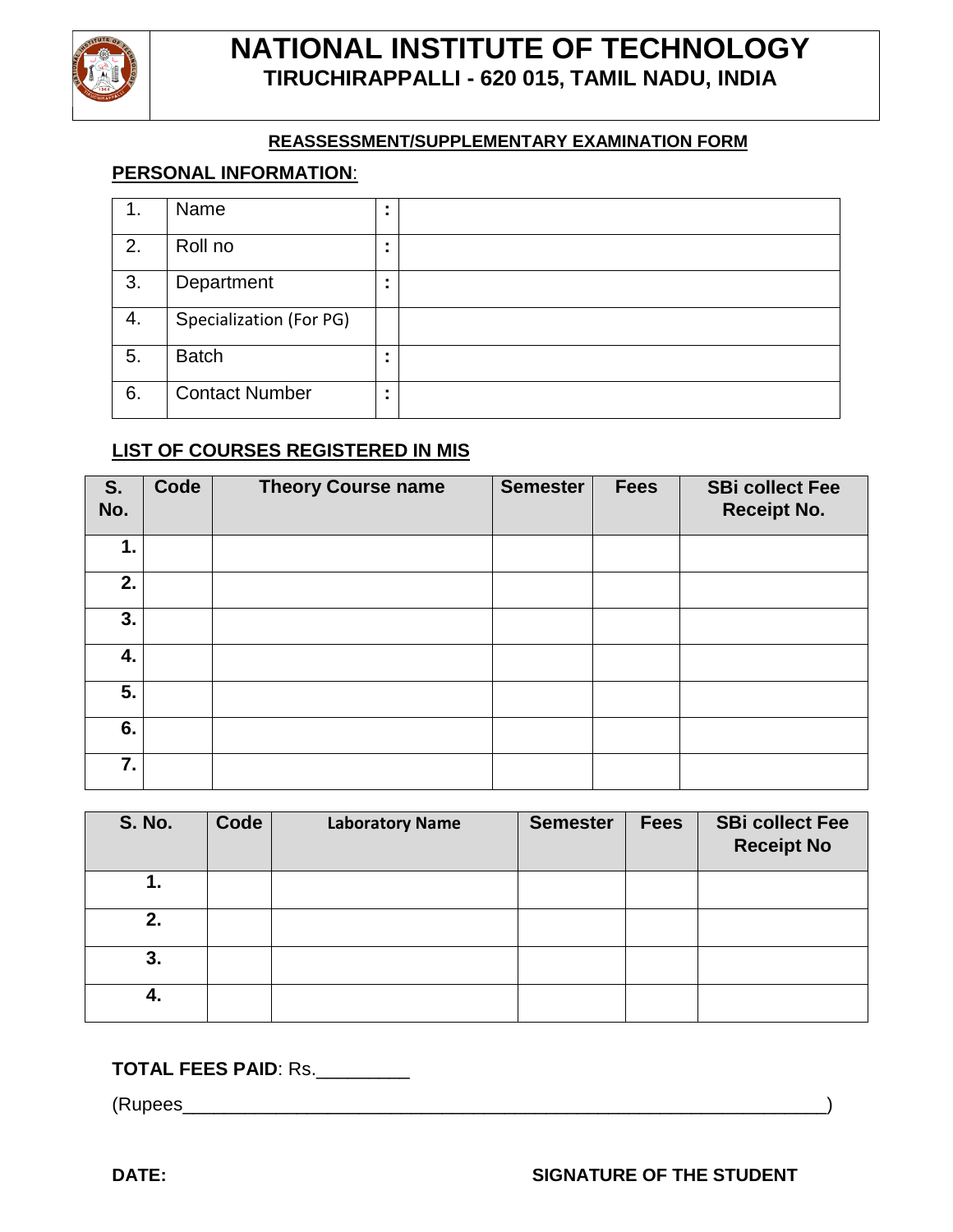# NATIONAL INSTITUTE OF TECHNOLOGY

## TIRUCHIRAPPALLI - 620 015, TAMIL NADU, INDIA

**REASSESSMENT/SUPPLEMENTARY EXAMINATION FORM**

**PERSONAL INFORMATION**:

| | | | |
|---|---|---|---|
| 1. | Name | : | |
| 2. | Roll no | : | |
| 3. | Department | : | |
| 4. | Specialization (For PG) | | |
| 5. | Batch | : | |
| 6. | Contact Number | : | |

**LIST OF COURSES REGISTERED IN MIS**

| S. No. | Code | Theory Course name | Semester | Fees | SBi collect Fee Receipt No. |
|---|---|---|---|---|---|
| 1. | | | | | |
| 2. | | | | | |
| 3. | | | | | |
| 4. | | | | | |
| 5. | | | | | |
| 6. | | | | | |
| 7. | | | | | |

| S. No. | Code | Laboratory Name | Semester | Fees | SBi collect Fee Receipt No |
|---|---|---|---|---|---|
| 1. | | | | | |
| 2. | | | | | |
| 3. | | | | | |
| 4. | | | | | |

**TOTAL FEES PAID**: Rs._________

(Rupees_________________________________________________________________)

**DATE:** **SIGNATURE OF THE STUDENT**